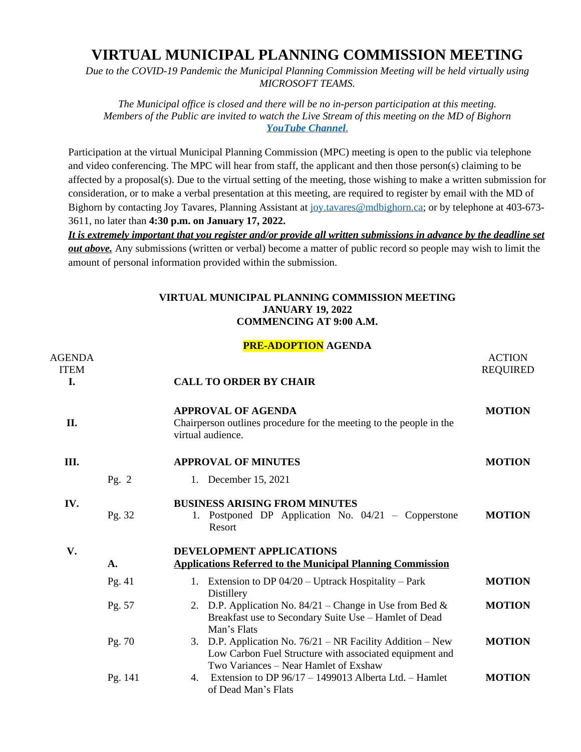# VIRTUAL MUNICIPAL PLANNING COMMISSION MEETING

*Due to the COVID-19 Pandemic the Municipal Planning Commission Meeting will be held virtually using MICROSOFT TEAMS.*

*The Municipal office is closed and there will be no in-person participation at this meeting. Members of the Public are invited to watch the Live Stream of this meeting on the MD of Bighorn* ***YouTube Channel****.*

Participation at the virtual Municipal Planning Commission (MPC) meeting is open to the public via telephone and video conferencing. The MPC will hear from staff, the applicant and then those person(s) claiming to be affected by a proposal(s). Due to the virtual setting of the meeting, those wishing to make a written submission for consideration, or to make a verbal presentation at this meeting, are required to register by email with the MD of Bighorn by contacting Joy Tavares, Planning Assistant at joy.tavares@mdbighorn.ca; or by telephone at 403-673-3611, no later than **4:30 p.m. on January 17, 2022.**

***It is extremely important that you register and/or provide all written submissions in advance by the deadline set out above.*** Any submissions (written or verbal) become a matter of public record so people may wish to limit the amount of personal information provided within the submission.

**VIRTUAL MUNICIPAL PLANNING COMMISSION MEETING**
**JANUARY 19, 2022**
**COMMENCING AT 9:00 A.M.**

**PRE-ADOPTION AGENDA**

| AGENDA ITEM | | | ACTION REQUIRED |
|---|---|---|---|
| **I.** | | **CALL TO ORDER BY CHAIR** | |
| **II.** | | **APPROVAL OF AGENDA** Chairperson outlines procedure for the meeting to the people in the virtual audience. | **MOTION** |
| **III.** | | **APPROVAL OF MINUTES** | **MOTION** |
| | Pg. 2 | 1. December 15, 2021 | |
| **IV.** | | **BUSINESS ARISING FROM MINUTES** | |
| | Pg. 32 | 1. Postponed DP Application No. 04/21 – Copperstone Resort | **MOTION** |
| **V.** | | **DEVELOPMENT APPLICATIONS** | |
| | **A.** | **Applications Referred to the Municipal Planning Commission** | |
| | Pg. 41 | 1. Extension to DP 04/20 – Uptrack Hospitality – Park Distillery | **MOTION** |
| | Pg. 57 | 2. D.P. Application No. 84/21 – Change in Use from Bed & Breakfast use to Secondary Suite Use – Hamlet of Dead Man's Flats | **MOTION** |
| | Pg. 70 | 3. D.P. Application No. 76/21 – NR Facility Addition – New Low Carbon Fuel Structure with associated equipment and Two Variances – Near Hamlet of Exshaw | **MOTION** |
| | Pg. 141 | 4. Extension to DP 96/17 – 1499013 Alberta Ltd. – Hamlet of Dead Man's Flats | **MOTION** |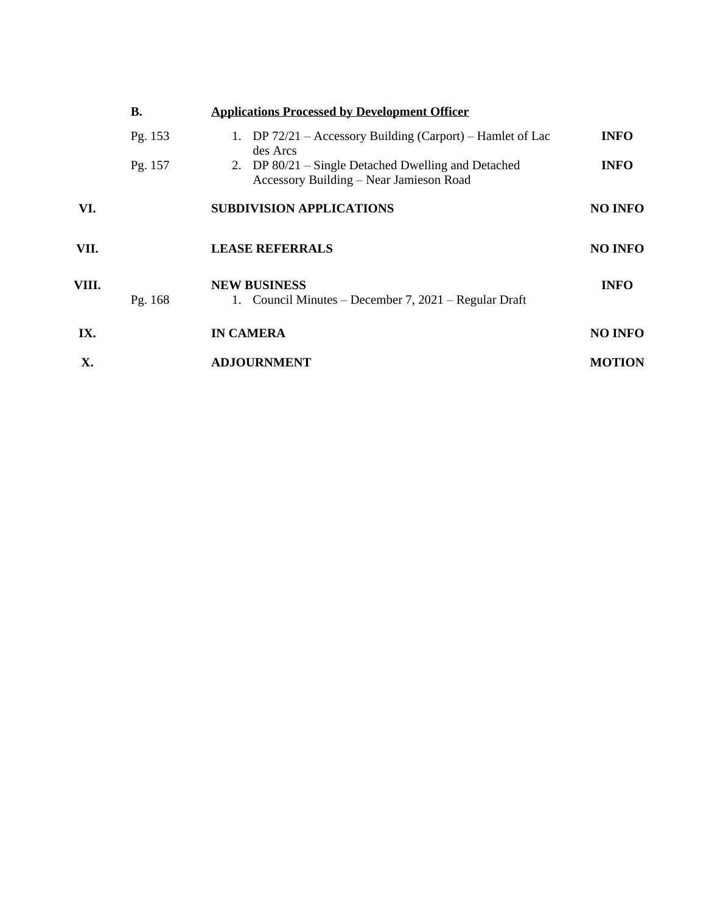| | | | |
|---|---|---|---|
| | **B.** | **Applications Processed by Development Officer** | |
| | Pg. 153 | 1. DP 72/21 – Accessory Building (Carport) – Hamlet of Lac des Arcs | **INFO** |
| | Pg. 157 | 2. DP 80/21 – Single Detached Dwelling and Detached Accessory Building – Near Jamieson Road | **INFO** |
| **VI.** | | **SUBDIVISION APPLICATIONS** | **NO INFO** |
| **VII.** | | **LEASE REFERRALS** | **NO INFO** |
| **VIII.** | | **NEW BUSINESS** | **INFO** |
| | Pg. 168 | 1. Council Minutes – December 7, 2021 – Regular Draft | |
| **IX.** | | **IN CAMERA** | **NO INFO** |
| **X.** | | **ADJOURNMENT** | **MOTION** |